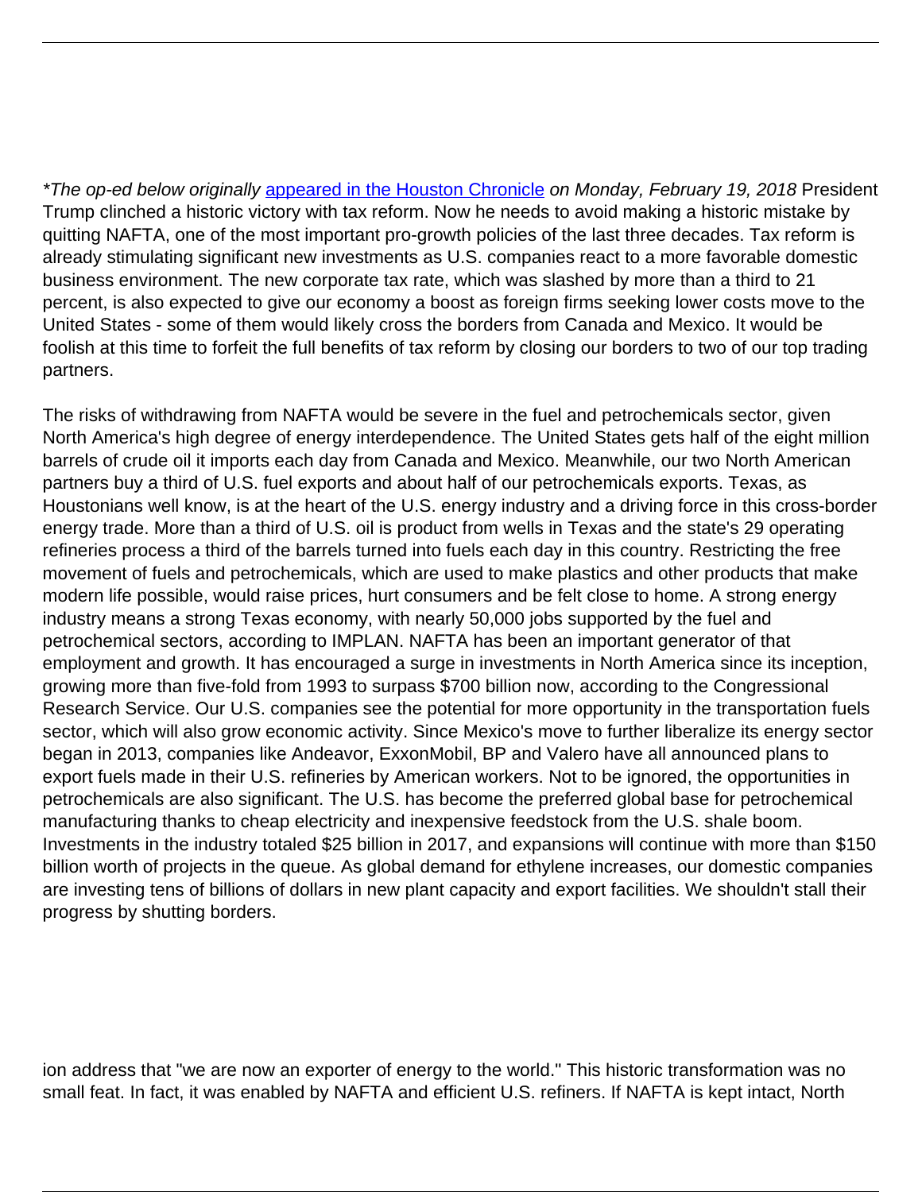*The op-ed below originally [appeared in the Houston Chronicle](#) on Monday, February 19, 2018* President Trump clinched a historic victory with tax reform. Now he needs to avoid making a historic mistake by quitting NAFTA, one of the most important pro-growth policies of the last three decades. Tax reform is already stimulating significant new investments as U.S. companies react to a more favorable domestic business environment. The new corporate tax rate, which was slashed by more than a third to 21 percent, is also expected to give our economy a boost as foreign firms seeking lower costs move to the United States - some of them would likely cross the borders from Canada and Mexico. It would be foolish at this time to forfeit the full benefits of tax reform by closing our borders to two of our top trading partners.

The risks of withdrawing from NAFTA would be severe in the fuel and petrochemicals sector, given North America's high degree of energy interdependence. The United States gets half of the eight million barrels of crude oil it imports each day from Canada and Mexico. Meanwhile, our two North American partners buy a third of U.S. fuel exports and about half of our petrochemicals exports. Texas, as Houstonians well know, is at the heart of the U.S. energy industry and a driving force in this cross-border energy trade. More than a third of U.S. oil is product from wells in Texas and the state's 29 operating refineries process a third of the barrels turned into fuels each day in this country. Restricting the free movement of fuels and petrochemicals, which are used to make plastics and other products that make modern life possible, would raise prices, hurt consumers and be felt close to home. A strong energy industry means a strong Texas economy, with nearly 50,000 jobs supported by the fuel and petrochemical sectors, according to IMPLAN. NAFTA has been an important generator of that employment and growth. It has encouraged a surge in investments in North America since its inception, growing more than five-fold from 1993 to surpass $700 billion now, according to the Congressional Research Service. Our U.S. companies see the potential for more opportunity in the transportation fuels sector, which will also grow economic activity. Since Mexico's move to further liberalize its energy sector began in 2013, companies like Andeavor, ExxonMobil, BP and Valero have all announced plans to export fuels made in their U.S. refineries by American workers. Not to be ignored, the opportunities in petrochemicals are also significant. The U.S. has become the preferred global base for petrochemical manufacturing thanks to cheap electricity and inexpensive feedstock from the U.S. shale boom. Investments in the industry totaled $25 billion in 2017, and expansions will continue with more than $150 billion worth of projects in the queue. As global demand for ethylene increases, our domestic companies are investing tens of billions of dollars in new plant capacity and export facilities. We shouldn't stall their progress by shutting borders.

ion address that "we are now an exporter of energy to the world." This historic transformation was no small feat. In fact, it was enabled by NAFTA and efficient U.S. refiners. If NAFTA is kept intact, North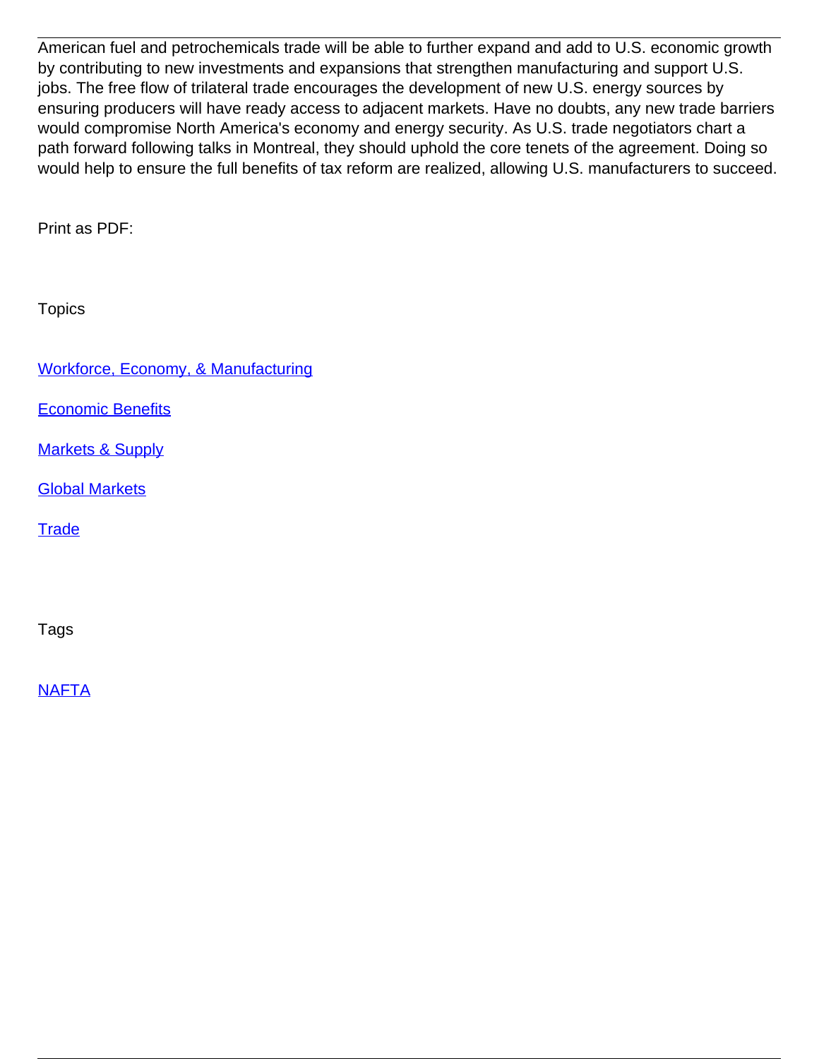American fuel and petrochemicals trade will be able to further expand and add to U.S. economic growth by contributing to new investments and expansions that strengthen manufacturing and support U.S. jobs. The free flow of trilateral trade encourages the development of new U.S. energy sources by ensuring producers will have ready access to adjacent markets. Have no doubts, any new trade barriers would compromise North America's economy and energy security. As U.S. trade negotiators chart a path forward following talks in Montreal, they should uphold the core tenets of the agreement. Doing so would help to ensure the full benefits of tax reform are realized, allowing U.S. manufacturers to succeed.

Print as PDF:

Topics

Workforce, Economy, & Manufacturing

Economic Benefits

Markets & Supply

Global Markets

Trade

Tags

NAFTA